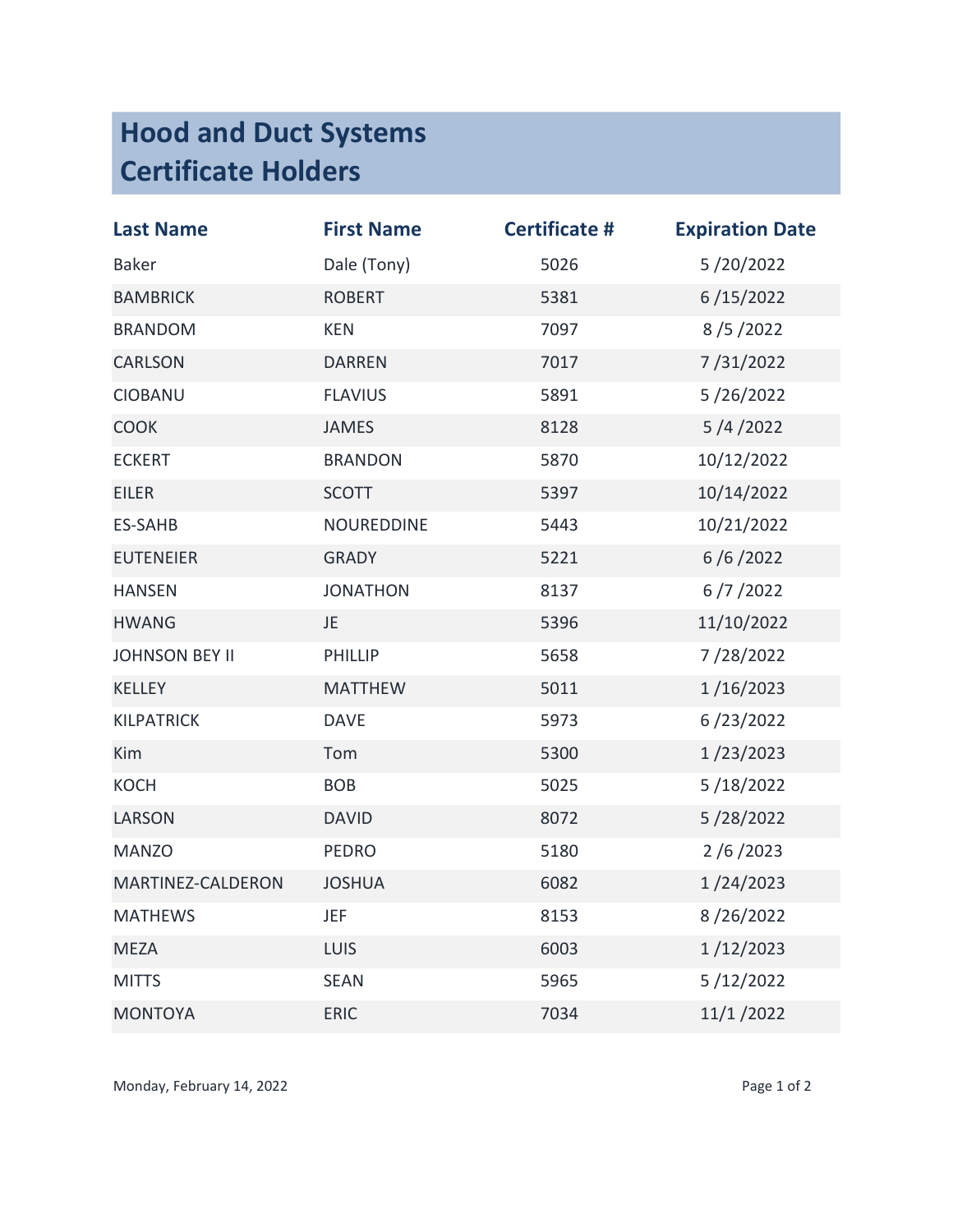# Hood and Duct Systems Certificate Holders

| Last Name | First Name | Certificate # | Expiration Date |
|---|---|---|---|
| Baker | Dale (Tony) | 5026 | 5 /20/2022 |
| BAMBRICK | ROBERT | 5381 | 6 /15/2022 |
| BRANDOM | KEN | 7097 | 8 /5 /2022 |
| CARLSON | DARREN | 7017 | 7 /31/2022 |
| CIOBANU | FLAVIUS | 5891 | 5 /26/2022 |
| COOK | JAMES | 8128 | 5 /4 /2022 |
| ECKERT | BRANDON | 5870 | 10/12/2022 |
| EILER | SCOTT | 5397 | 10/14/2022 |
| ES-SAHB | NOUREDDINE | 5443 | 10/21/2022 |
| EUTENEIER | GRADY | 5221 | 6 /6 /2022 |
| HANSEN | JONATHON | 8137 | 6 /7 /2022 |
| HWANG | JE | 5396 | 11/10/2022 |
| JOHNSON BEY II | PHILLIP | 5658 | 7 /28/2022 |
| KELLEY | MATTHEW | 5011 | 1 /16/2023 |
| KILPATRICK | DAVE | 5973 | 6 /23/2022 |
| Kim | Tom | 5300 | 1 /23/2023 |
| KOCH | BOB | 5025 | 5 /18/2022 |
| LARSON | DAVID | 8072 | 5 /28/2022 |
| MANZO | PEDRO | 5180 | 2 /6 /2023 |
| MARTINEZ-CALDERON | JOSHUA | 6082 | 1 /24/2023 |
| MATHEWS | JEF | 8153 | 8 /26/2022 |
| MEZA | LUIS | 6003 | 1 /12/2023 |
| MITTS | SEAN | 5965 | 5 /12/2022 |
| MONTOYA | ERIC | 7034 | 11/1 /2022 |

Monday, February 14, 2022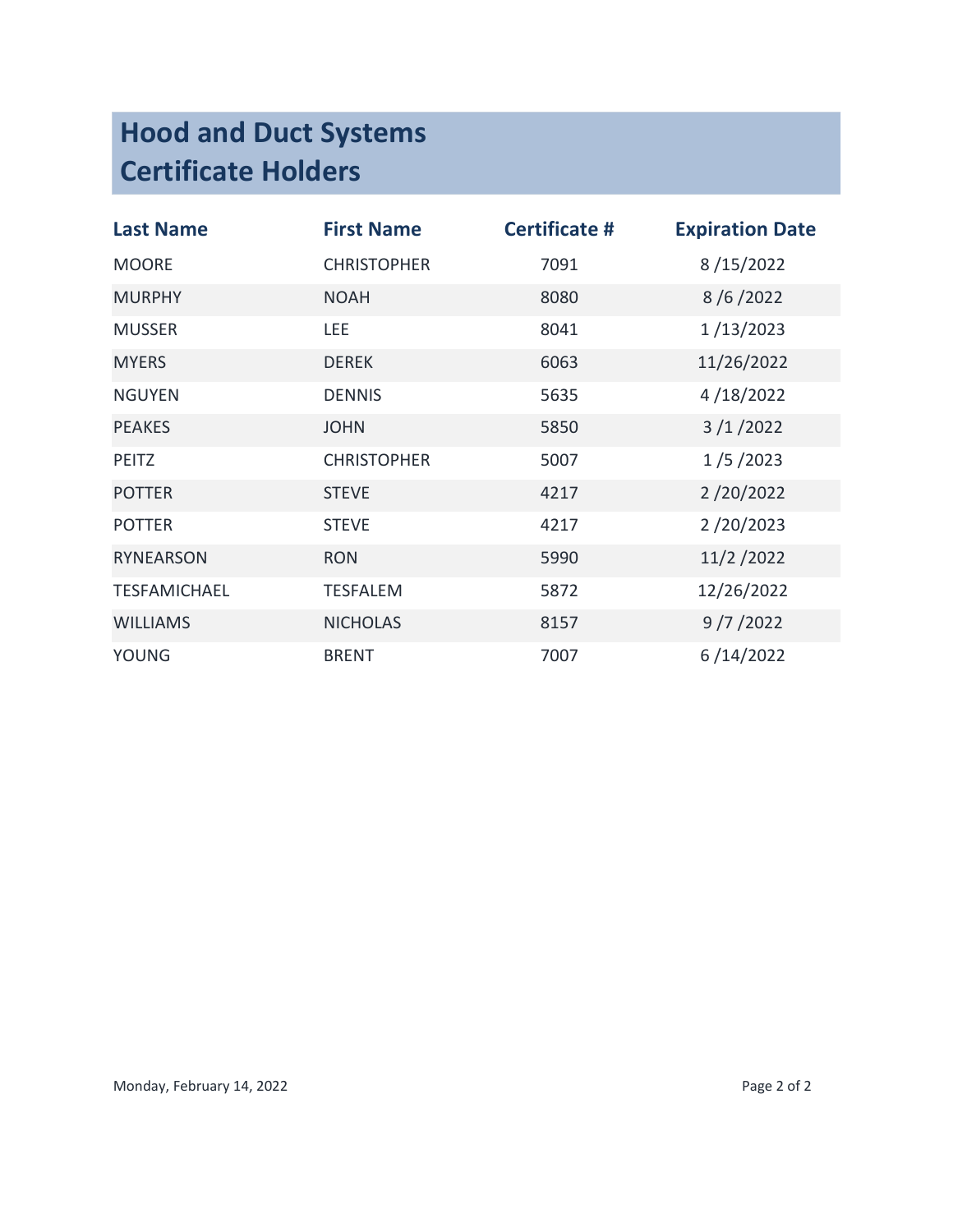# Hood and Duct Systems Certificate Holders

| Last Name | First Name | Certificate # | Expiration Date |
|---|---|---|---|
| MOORE | CHRISTOPHER | 7091 | 8 /15/2022 |
| MURPHY | NOAH | 8080 | 8 /6 /2022 |
| MUSSER | LEE | 8041 | 1 /13/2023 |
| MYERS | DEREK | 6063 | 11/26/2022 |
| NGUYEN | DENNIS | 5635 | 4 /18/2022 |
| PEAKES | JOHN | 5850 | 3 /1 /2022 |
| PEITZ | CHRISTOPHER | 5007 | 1 /5 /2023 |
| POTTER | STEVE | 4217 | 2 /20/2022 |
| POTTER | STEVE | 4217 | 2 /20/2023 |
| RYNEARSON | RON | 5990 | 11/2 /2022 |
| TESFAMICHAEL | TESFALEM | 5872 | 12/26/2022 |
| WILLIAMS | NICHOLAS | 8157 | 9 /7 /2022 |
| YOUNG | BRENT | 7007 | 6 /14/2022 |

Monday, February 14, 2022